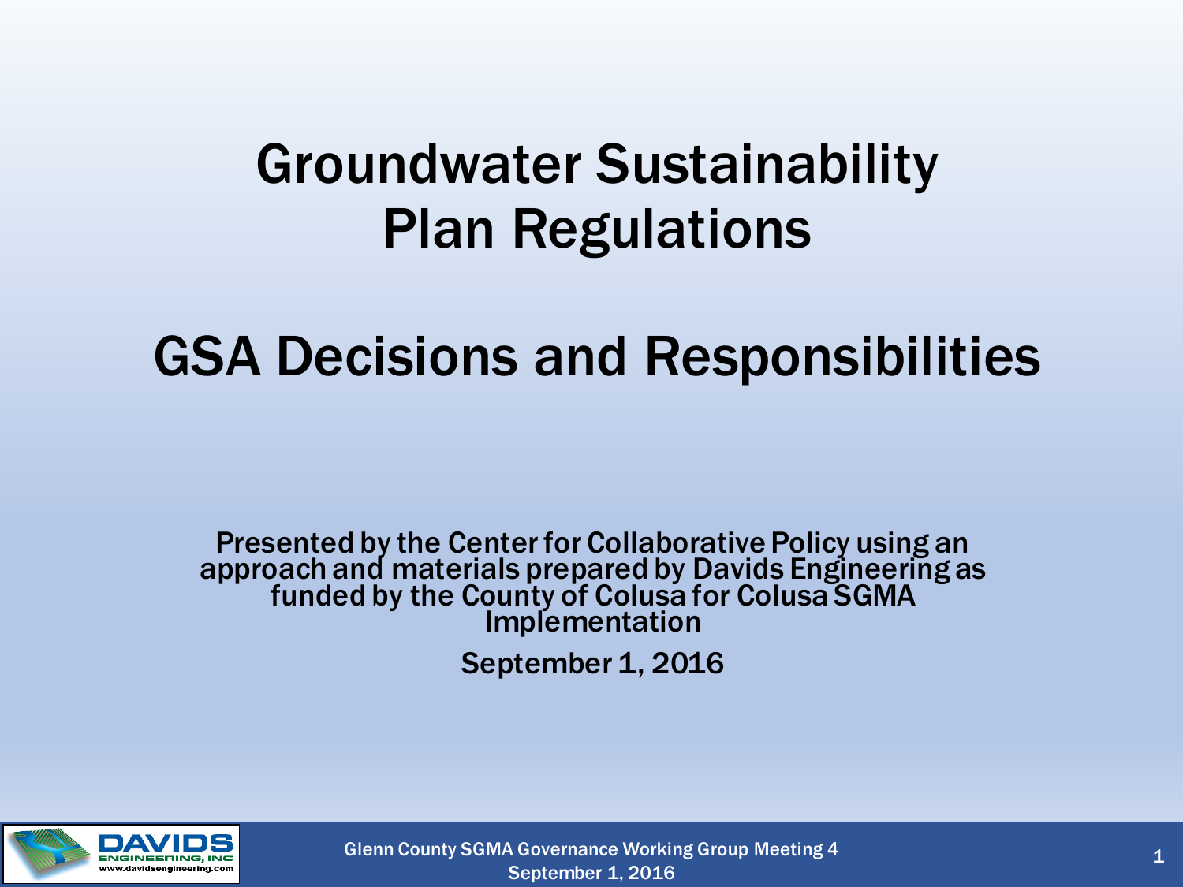# Groundwater Sustainability Plan Regulations

# GSA Decisions and Responsibilities

Presented by the Center for Collaborative Policy using an approach and materials prepared by Davids Engineering as funded by the County of Colusa for Colusa SGMA Implementation

September 1, 2016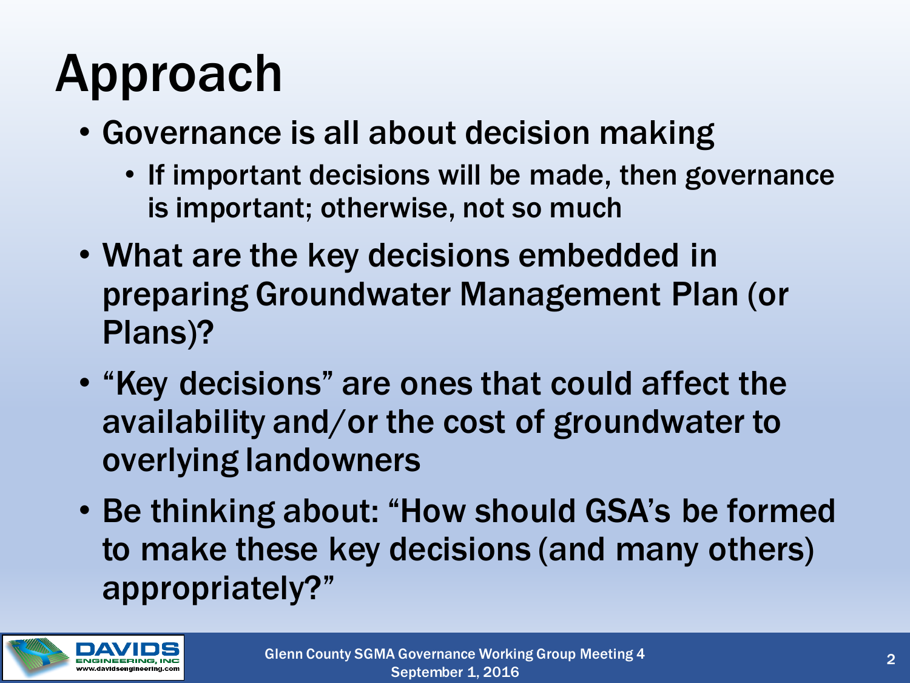# Approach

- Governance is all about decision making
  - If important decisions will be made, then governance is important; otherwise, not so much
- What are the key decisions embedded in preparing Groundwater Management Plan (or Plans)?
- "Key decisions" are ones that could affect the availability and/or the cost of groundwater to overlying landowners
- Be thinking about: "How should GSA's be formed to make these key decisions (and many others) appropriately?"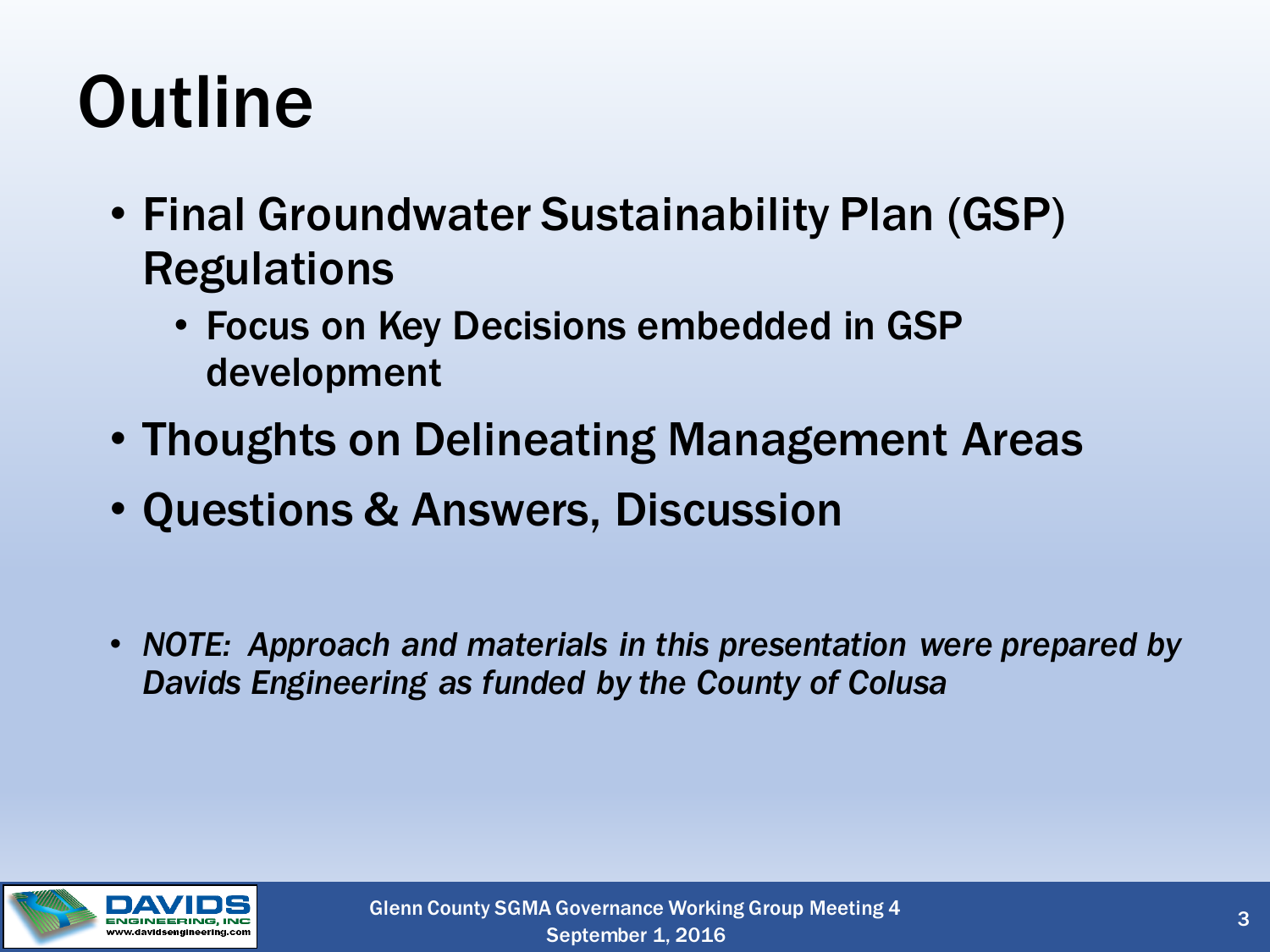# Outline

- Final Groundwater Sustainability Plan (GSP) Regulations
  - Focus on Key Decisions embedded in GSP development
- Thoughts on Delineating Management Areas
- Questions & Answers, Discussion

- *NOTE: Approach and materials in this presentation were prepared by Davids Engineering as funded by the County of Colusa*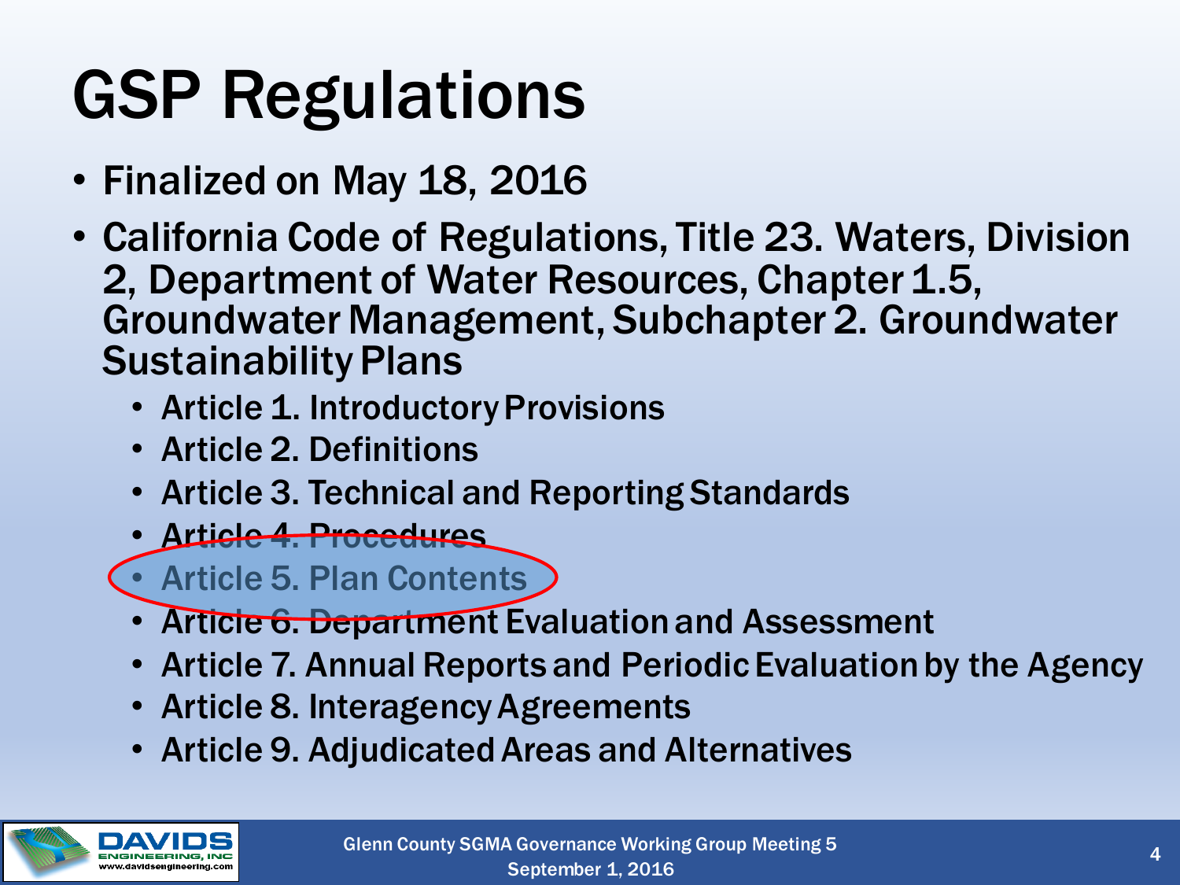# GSP Regulations

- Finalized on May 18, 2016
- California Code of Regulations, Title 23. Waters, Division 2, Department of Water Resources, Chapter 1.5, Groundwater Management, Subchapter 2. Groundwater Sustainability Plans
  - Article 1. Introductory Provisions
  - Article 2. Definitions
  - Article 3. Technical and Reporting Standards
  - Article 4. Procedures
  - Article 5. Plan Contents
  - Article 6. Department Evaluation and Assessment
  - Article 7. Annual Reports and Periodic Evaluation by the Agency
  - Article 8. Interagency Agreements
  - Article 9. Adjudicated Areas and Alternatives

Glenn County SGMA Governance Working Group Meeting 5
September 1, 2016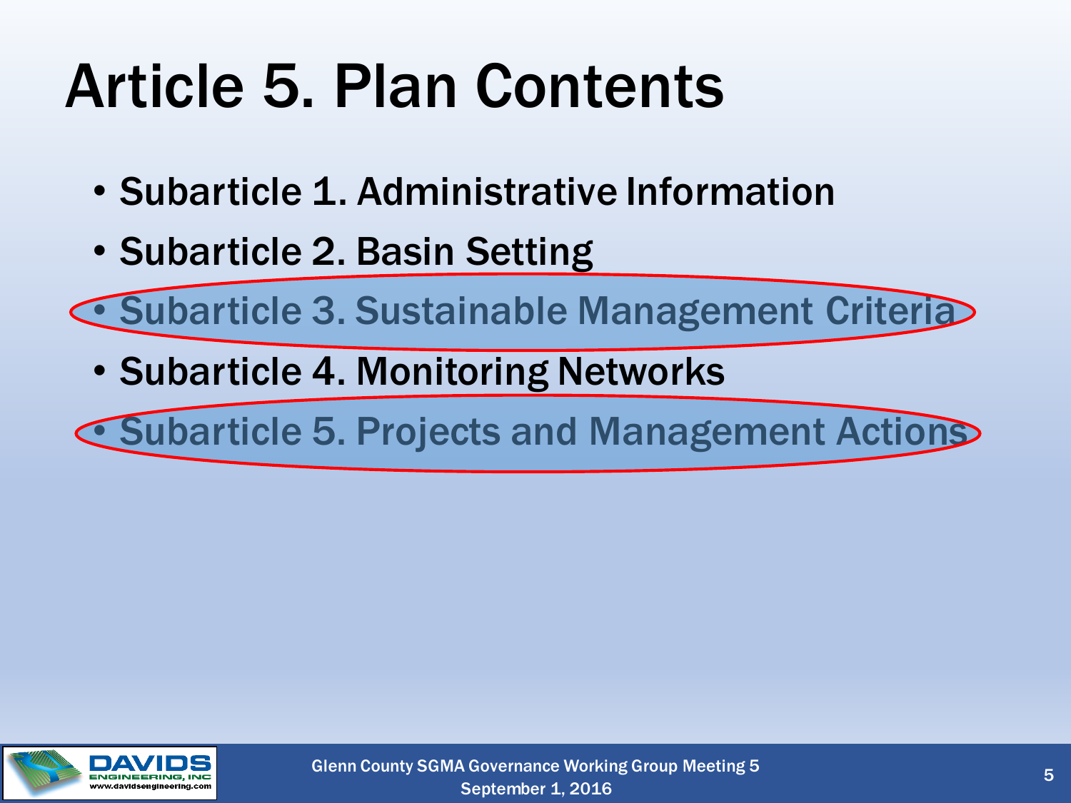# Article 5. Plan Contents

- Subarticle 1. Administrative Information
- Subarticle 2. Basin Setting
- Subarticle 3. Sustainable Management Criteria
- Subarticle 4. Monitoring Networks
- Subarticle 5. Projects and Management Actions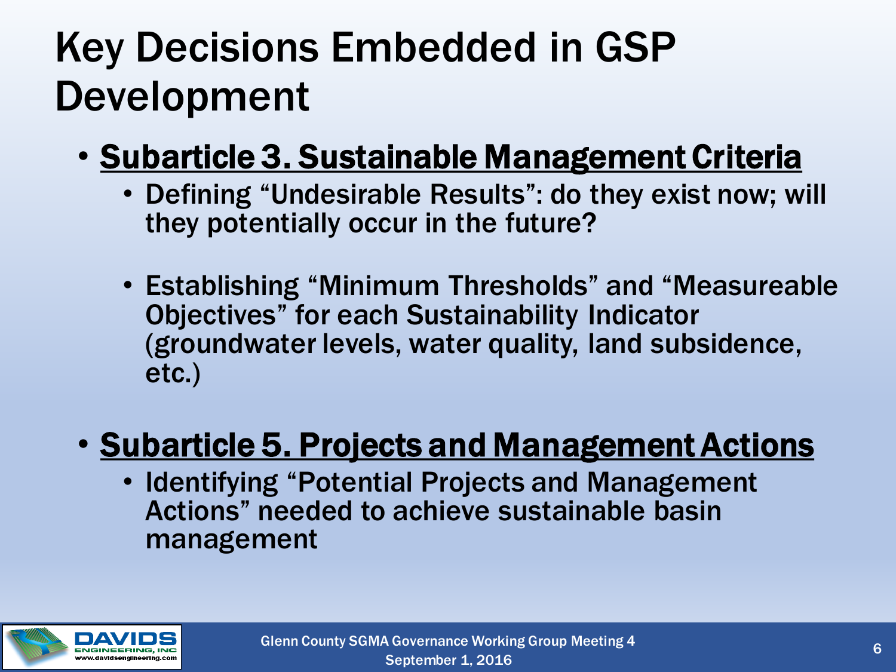# Key Decisions Embedded in GSP Development

- **Subarticle 3. Sustainable Management Criteria**
  - Defining "Undesirable Results": do they exist now; will they potentially occur in the future?
  - Establishing "Minimum Thresholds" and "Measureable Objectives" for each Sustainability Indicator (groundwater levels, water quality, land subsidence, etc.)

- **Subarticle 5. Projects and Management Actions**
  - Identifying "Potential Projects and Management Actions" needed to achieve sustainable basin management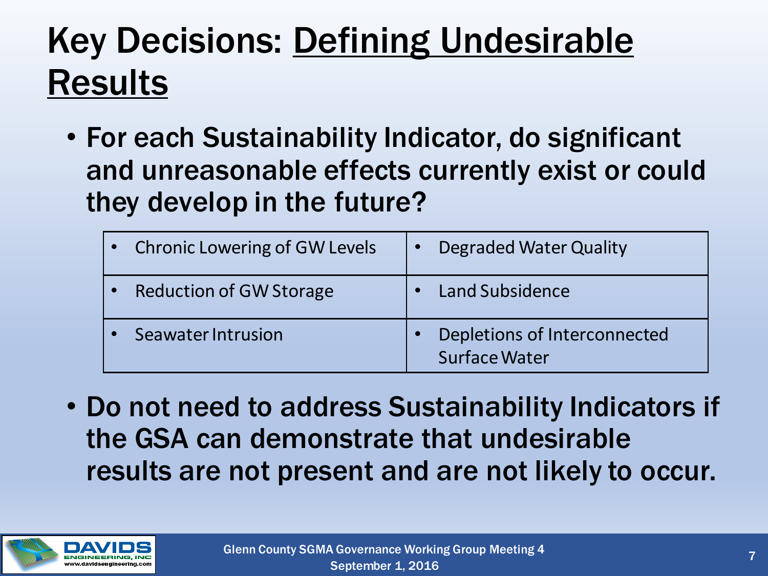# Key Decisions: Defining Undesirable Results

- For each Sustainability Indicator, do significant and unreasonable effects currently exist or could they develop in the future?

| | |
|---|---|
| • Chronic Lowering of GW Levels | • Degraded Water Quality |
| • Reduction of GW Storage | • Land Subsidence |
| • Seawater Intrusion | • Depletions of Interconnected Surface Water |

- Do not need to address Sustainability Indicators if the GSA can demonstrate that undesirable results are not present and are not likely to occur.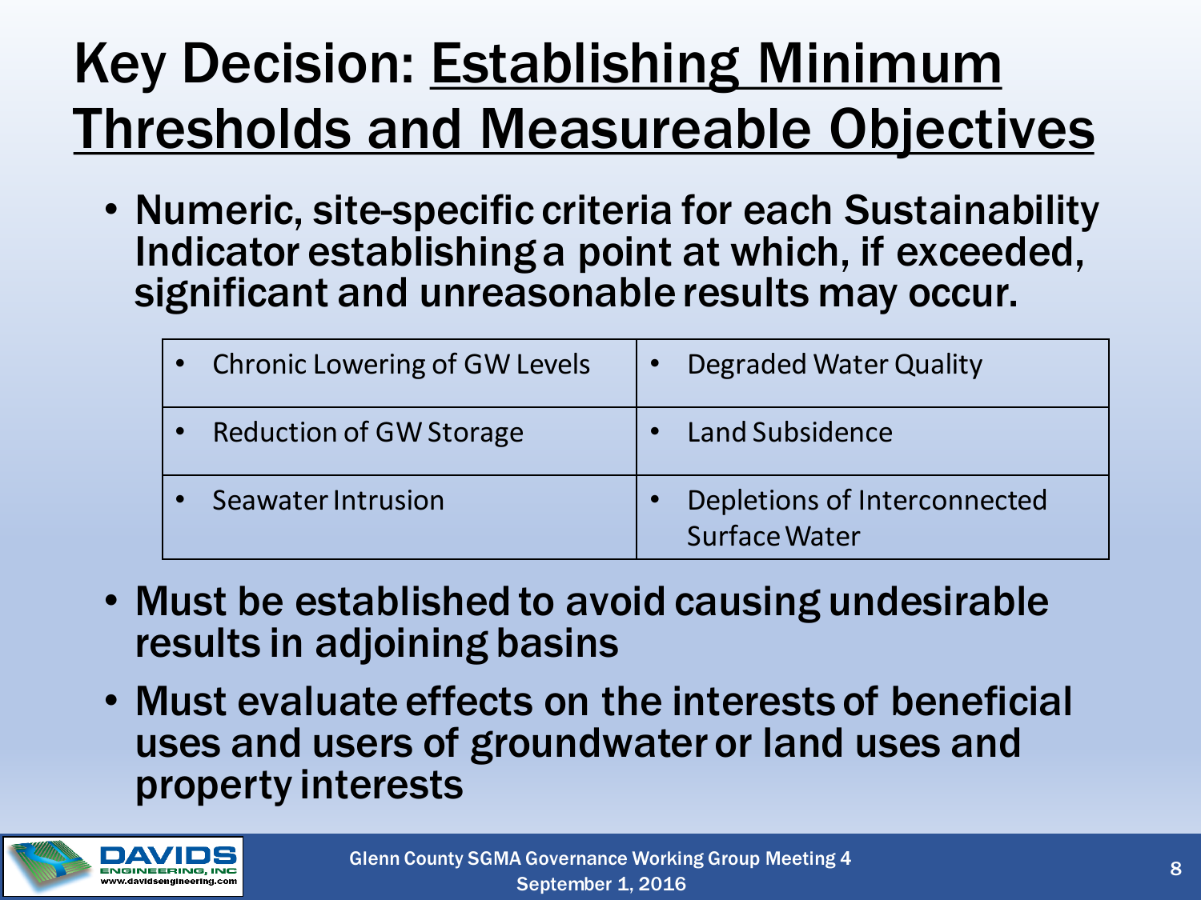# Key Decision: Establishing Minimum Thresholds and Measureable Objectives

- Numeric, site-specific criteria for each Sustainability Indicator establishing a point at which, if exceeded, significant and unreasonable results may occur.

| | |
|---|---|
| • Chronic Lowering of GW Levels | • Degraded Water Quality |
| • Reduction of GW Storage | • Land Subsidence |
| • Seawater Intrusion | • Depletions of Interconnected Surface Water |

- Must be established to avoid causing undesirable results in adjoining basins
- Must evaluate effects on the interests of beneficial uses and users of groundwater or land uses and property interests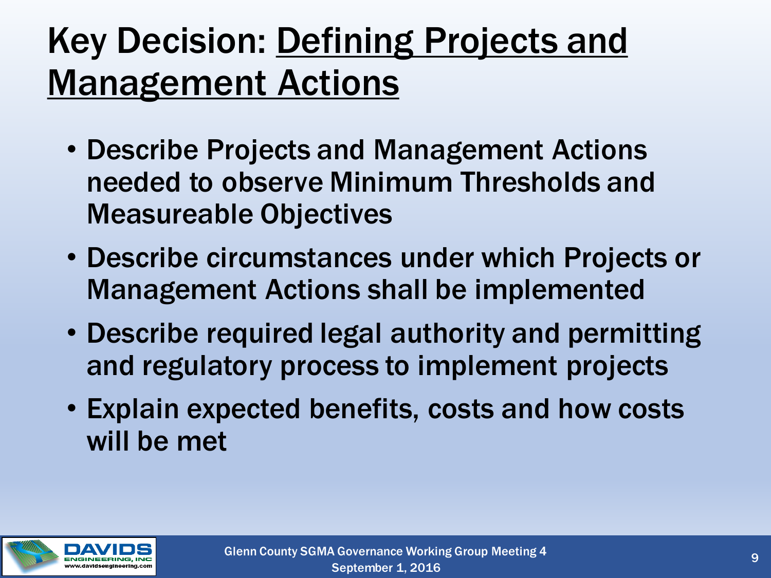# Key Decision: Defining Projects and Management Actions

- Describe Projects and Management Actions needed to observe Minimum Thresholds and Measureable Objectives
- Describe circumstances under which Projects or Management Actions shall be implemented
- Describe required legal authority and permitting and regulatory process to implement projects
- Explain expected benefits, costs and how costs will be met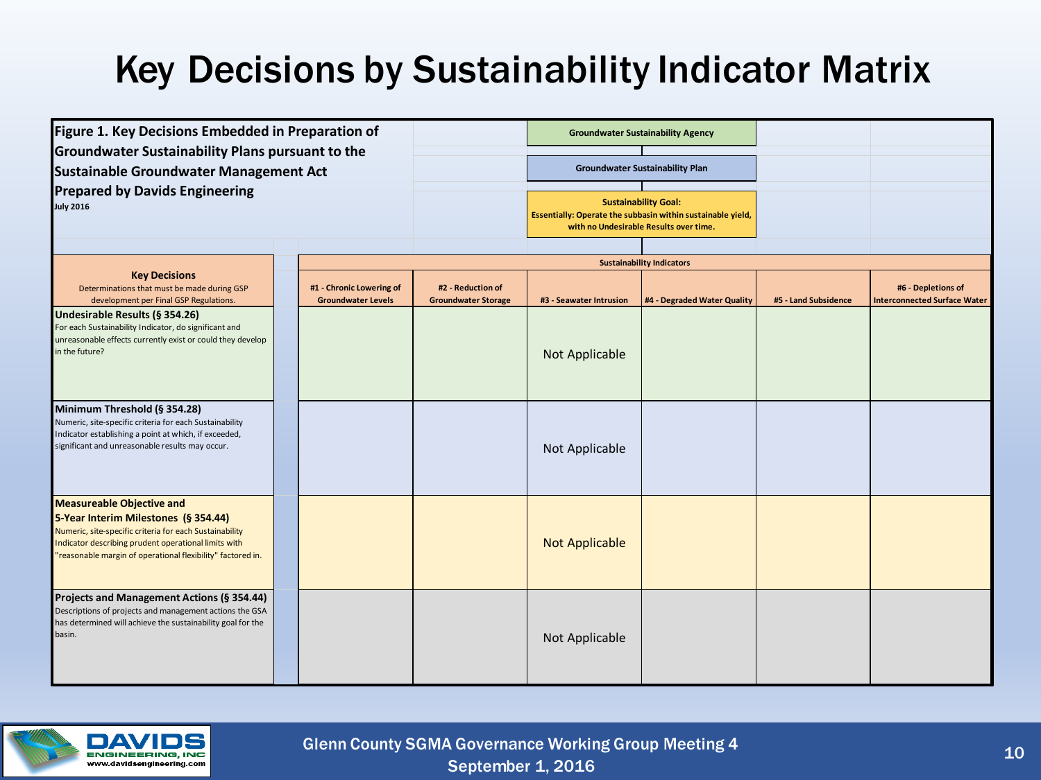# Key Decisions by Sustainability Indicator Matrix

**Figure 1. Key Decisions Embedded in Preparation of Groundwater Sustainability Plans pursuant to the Sustainable Groundwater Management Act**
**Prepared by Davids Engineering**
**July 2016**

**Groundwater Sustainability Agency**

**Groundwater Sustainability Plan**

**Sustainability Goal:**
**Essentially: Operate the subbasin within sustainable yield, with no Undesirable Results over time.**

| **Key Decisions**<br>Determinations that must be made during GSP development per Final GSP Regulations. | **Sustainability Indicators** | | | | | |
|---|---|---|---|---|---|---|
| | **#1 - Chronic Lowering of Groundwater Levels** | **#2 - Reduction of Groundwater Storage** | **#3 - Seawater Intrusion** | **#4 - Degraded Water Quality** | **#5 - Land Subsidence** | **#6 - Depletions of Interconnected Surface Water** |
| **Undesirable Results (§ 354.26)**<br>For each Sustainability Indicator, do significant and unreasonable effects currently exist or could they develop in the future? | | | Not Applicable | | | |
| **Minimum Threshold (§ 354.28)**<br>Numeric, site-specific criteria for each Sustainability Indicator establishing a point at which, if exceeded, significant and unreasonable results may occur. | | | Not Applicable | | | |
| **Measureable Objective and 5-Year Interim Milestones (§ 354.44)**<br>Numeric, site-specific criteria for each Sustainability Indicator describing prudent operational limits with "reasonable margin of operational flexibility" factored in. | | | Not Applicable | | | |
| **Projects and Management Actions (§ 354.44)**<br>Descriptions of projects and management actions the GSA has determined will achieve the sustainability goal for the basin. | | | Not Applicable | | | |

Glenn County SGMA Governance Working Group Meeting 4
September 1, 2016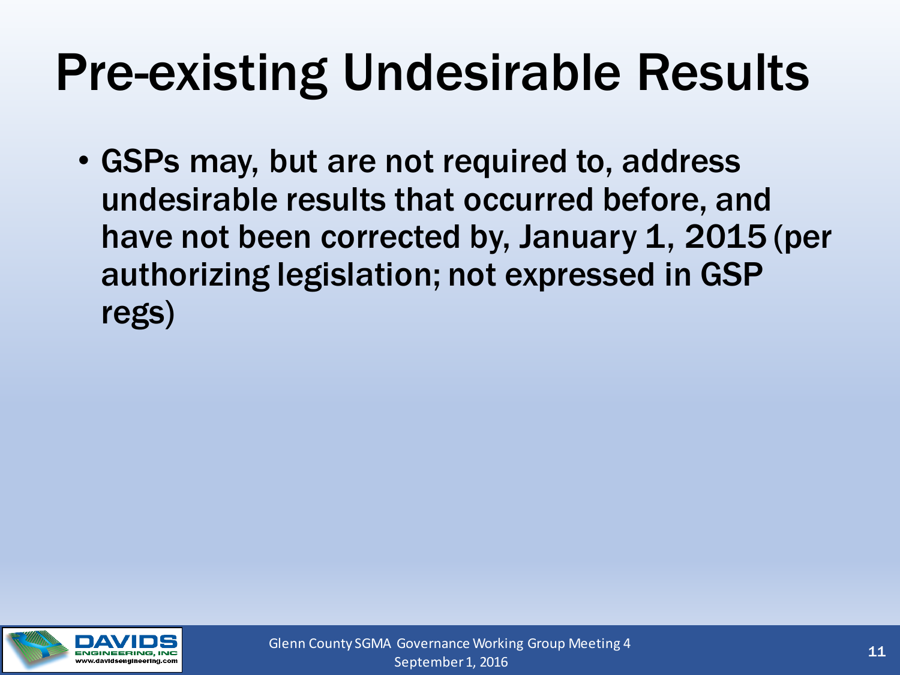# Pre-existing Undesirable Results

- GSPs may, but are not required to, address undesirable results that occurred before, and have not been corrected by, January 1, 2015 (per authorizing legislation; not expressed in GSP regs)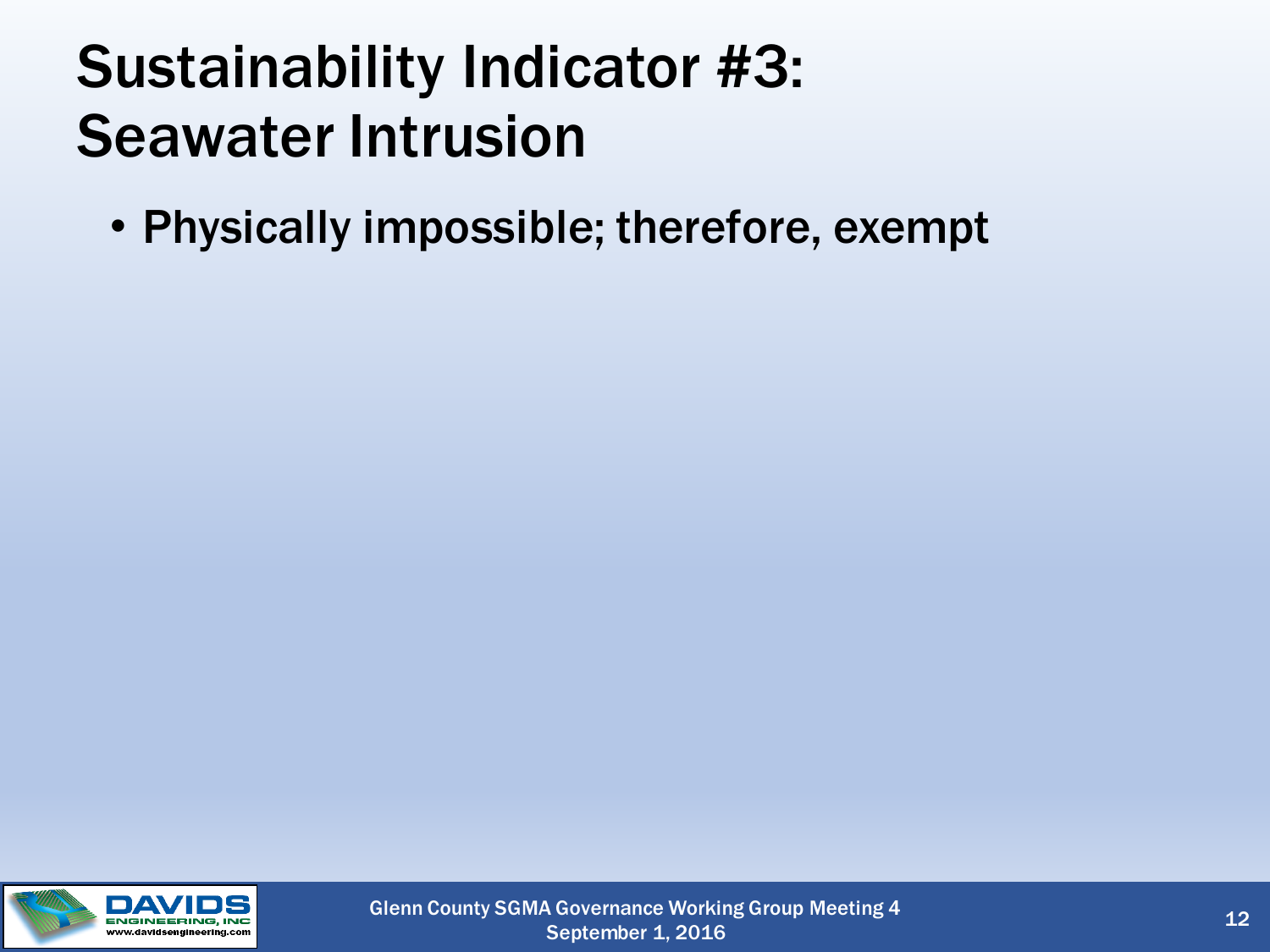# Sustainability Indicator #3: Seawater Intrusion

- Physically impossible; therefore, exempt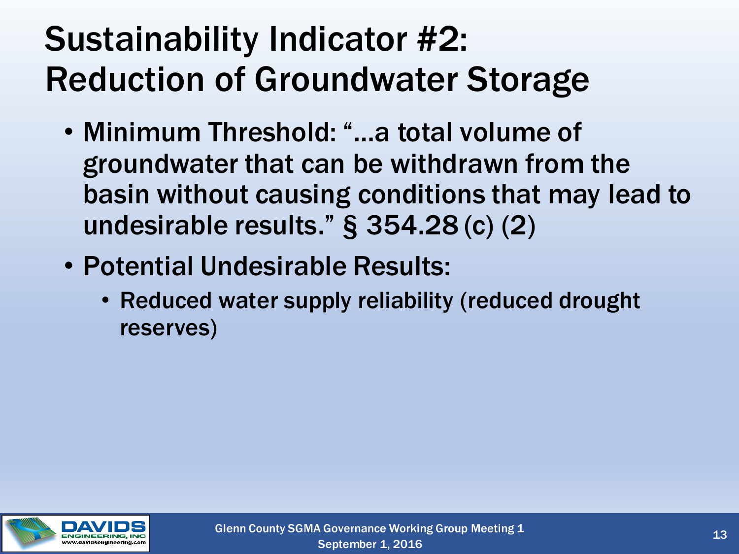# Sustainability Indicator #2: Reduction of Groundwater Storage

- Minimum Threshold: "…a total volume of groundwater that can be withdrawn from the basin without causing conditions that may lead to undesirable results." § 354.28 (c) (2)
- Potential Undesirable Results:
  - Reduced water supply reliability (reduced drought reserves)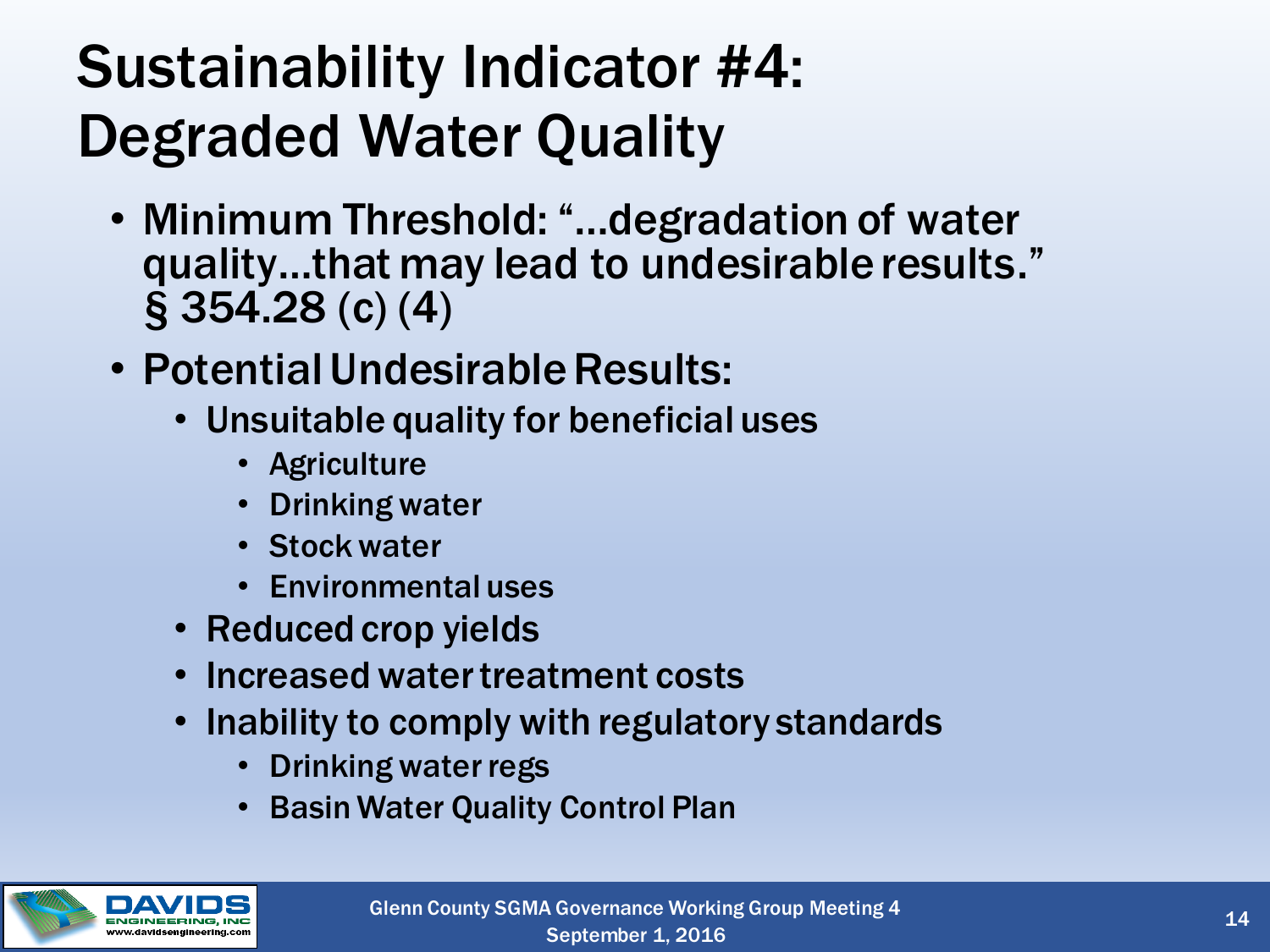# Sustainability Indicator #4: Degraded Water Quality

- Minimum Threshold: "…degradation of water quality…that may lead to undesirable results." § 354.28 (c) (4)
- Potential Undesirable Results:
  - Unsuitable quality for beneficial uses
    - Agriculture
    - Drinking water
    - Stock water
    - Environmental uses
  - Reduced crop yields
  - Increased water treatment costs
  - Inability to comply with regulatory standards
    - Drinking water regs
    - Basin Water Quality Control Plan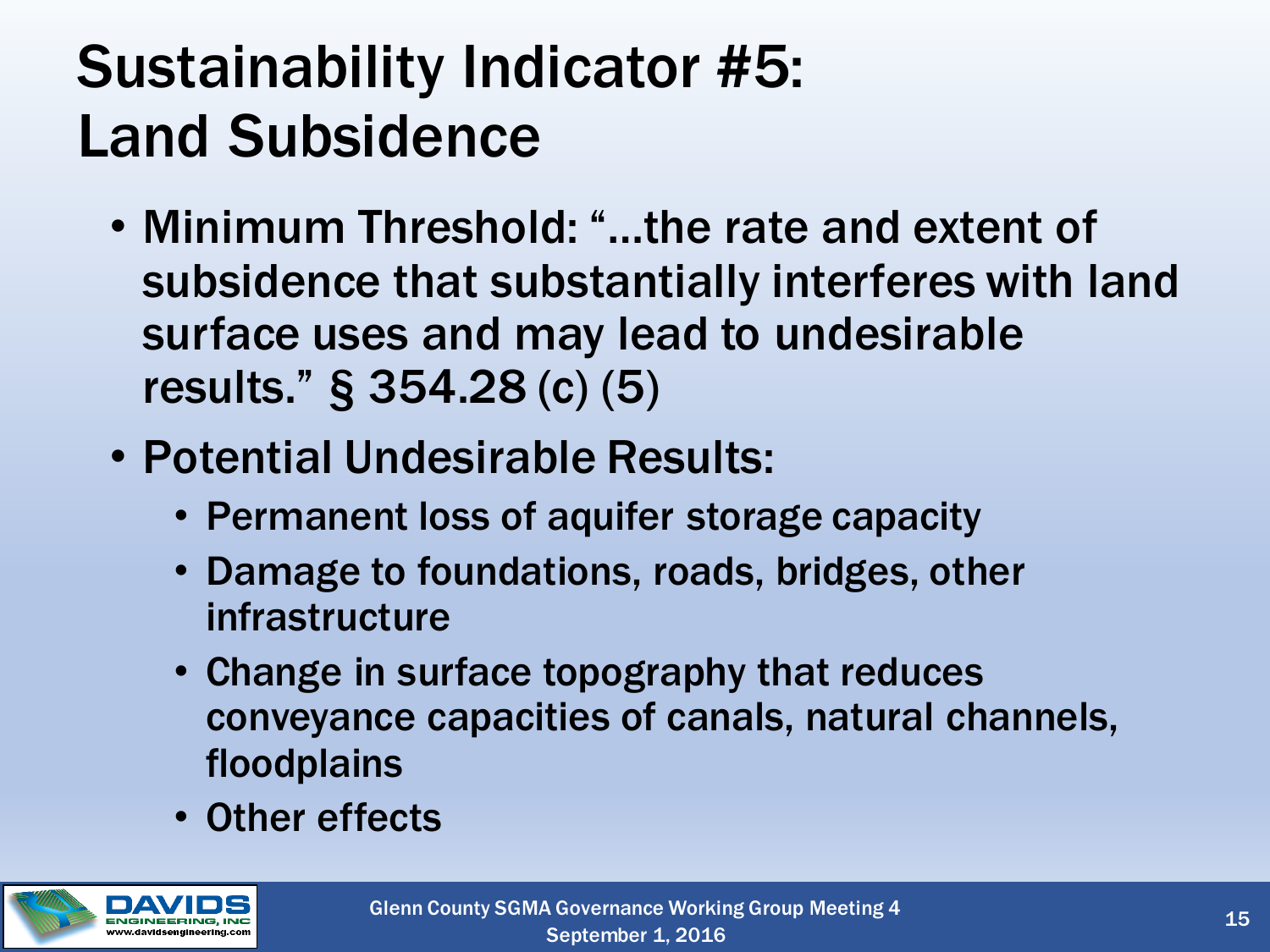# Sustainability Indicator #5: Land Subsidence

- Minimum Threshold: "…the rate and extent of subsidence that substantially interferes with land surface uses and may lead to undesirable results." § 354.28 (c) (5)
- Potential Undesirable Results:
  - Permanent loss of aquifer storage capacity
  - Damage to foundations, roads, bridges, other infrastructure
  - Change in surface topography that reduces conveyance capacities of canals, natural channels, floodplains
  - Other effects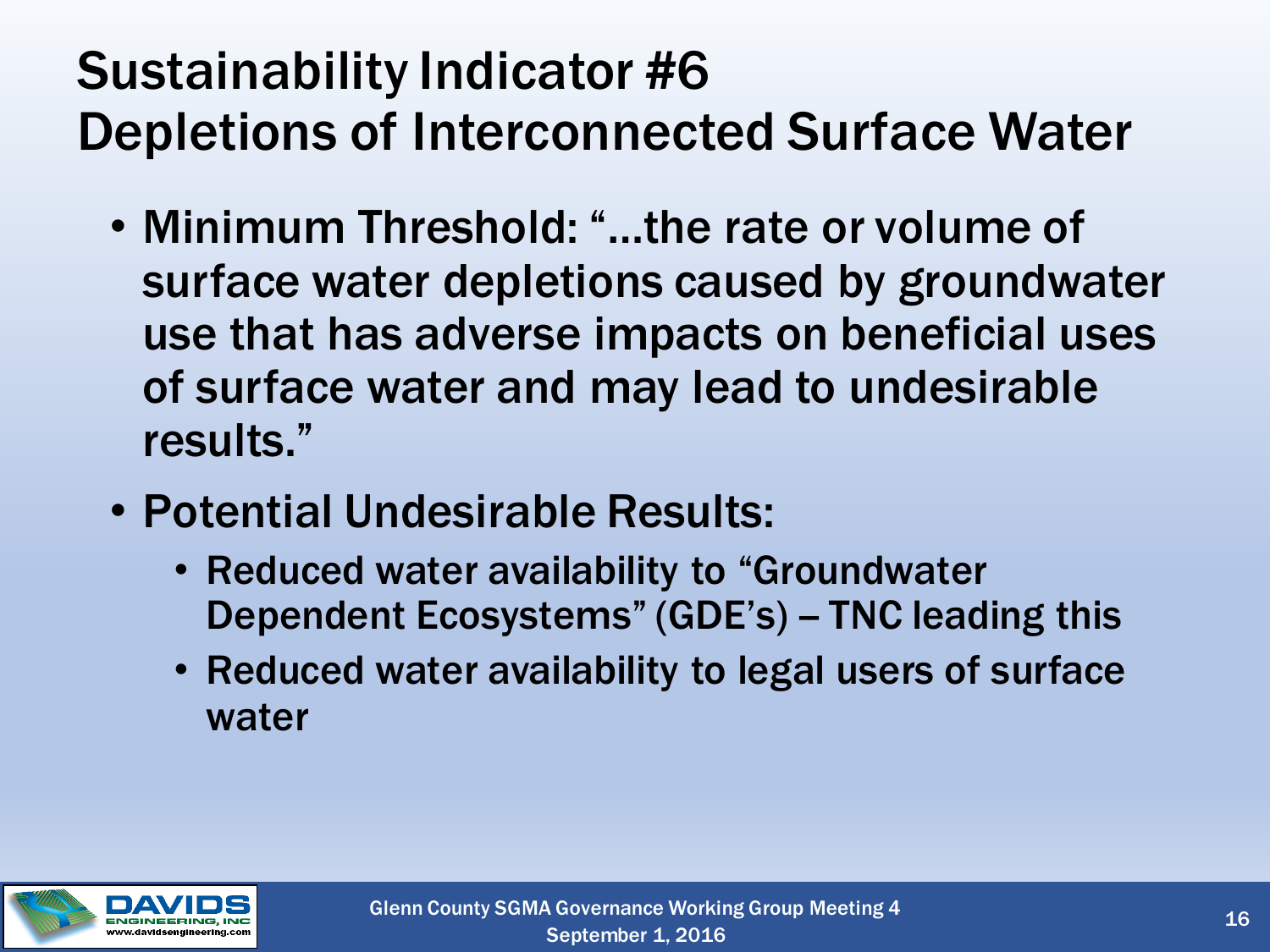# Sustainability Indicator #6
# Depletions of Interconnected Surface Water

- Minimum Threshold: "…the rate or volume of surface water depletions caused by groundwater use that has adverse impacts on beneficial uses of surface water and may lead to undesirable results."
- Potential Undesirable Results:
  - Reduced water availability to "Groundwater Dependent Ecosystems" (GDE's) – TNC leading this
  - Reduced water availability to legal users of surface water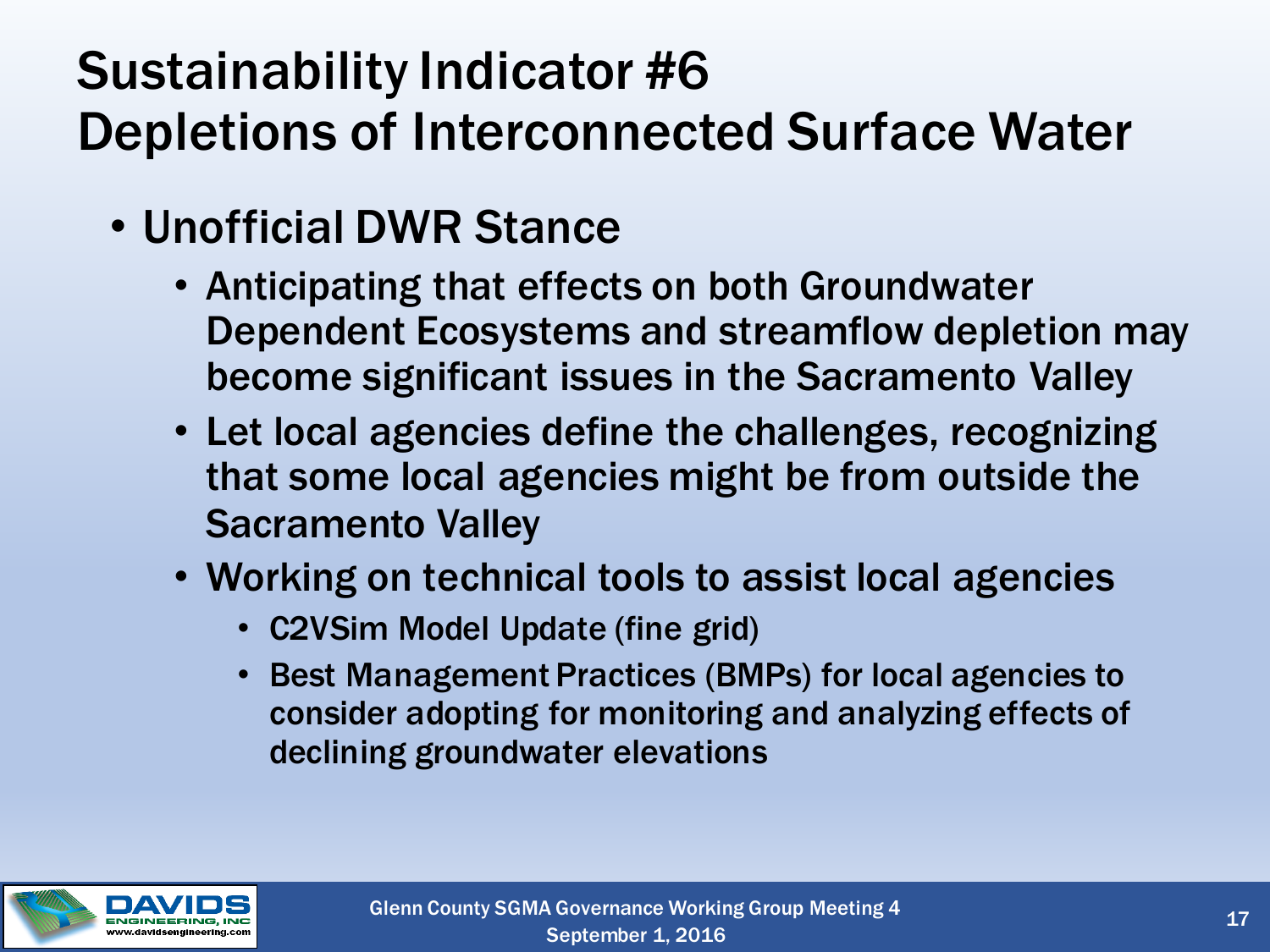# Sustainability Indicator #6
# Depletions of Interconnected Surface Water

- Unofficial DWR Stance
  - Anticipating that effects on both Groundwater Dependent Ecosystems and streamflow depletion may become significant issues in the Sacramento Valley
  - Let local agencies define the challenges, recognizing that some local agencies might be from outside the Sacramento Valley
  - Working on technical tools to assist local agencies
    - C2VSim Model Update (fine grid)
    - Best Management Practices (BMPs) for local agencies to consider adopting for monitoring and analyzing effects of declining groundwater elevations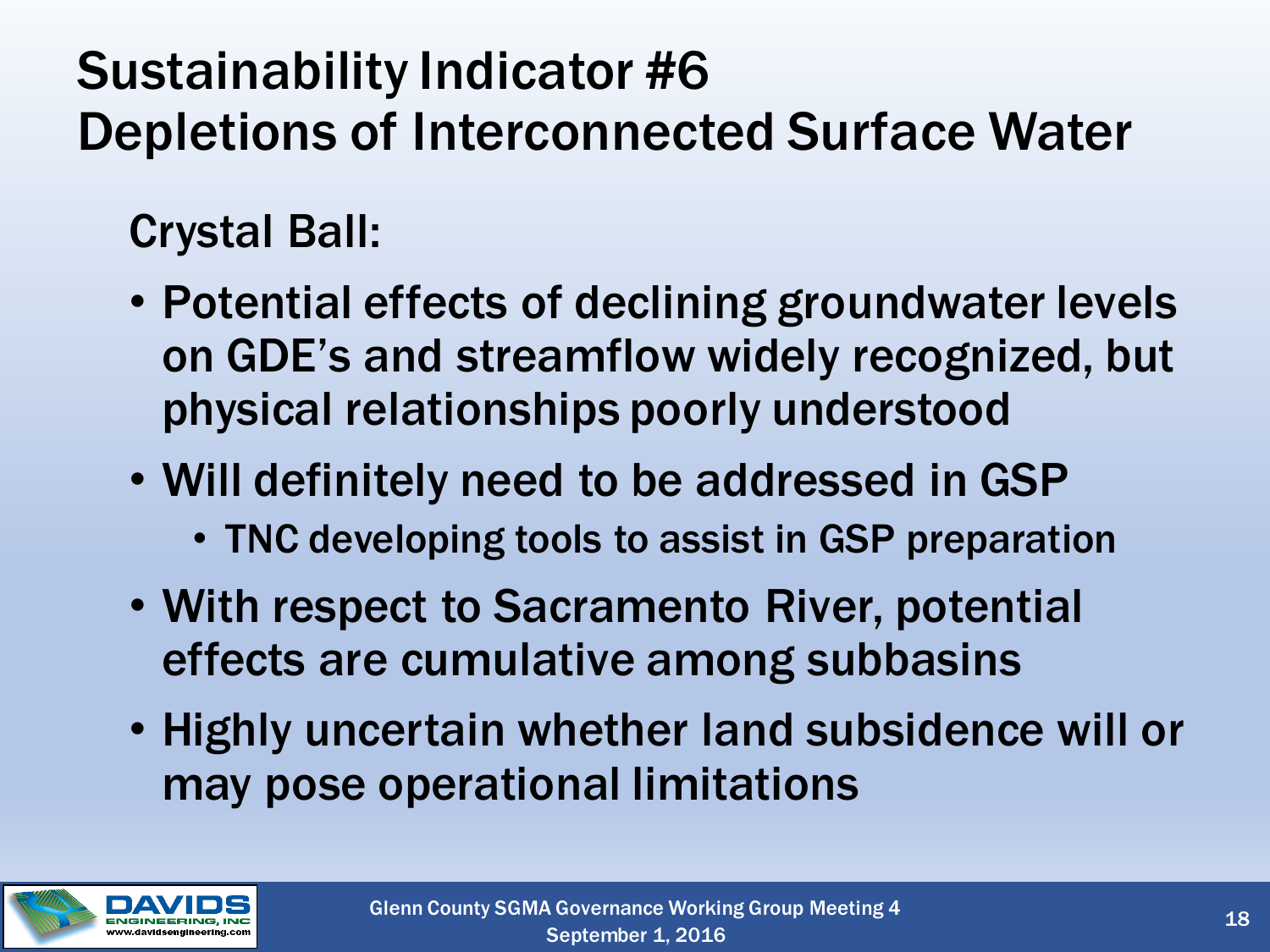# Sustainability Indicator #6
# Depletions of Interconnected Surface Water

Crystal Ball:

- Potential effects of declining groundwater levels on GDE's and streamflow widely recognized, but physical relationships poorly understood
- Will definitely need to be addressed in GSP
  - TNC developing tools to assist in GSP preparation
- With respect to Sacramento River, potential effects are cumulative among subbasins
- Highly uncertain whether land subsidence will or may pose operational limitations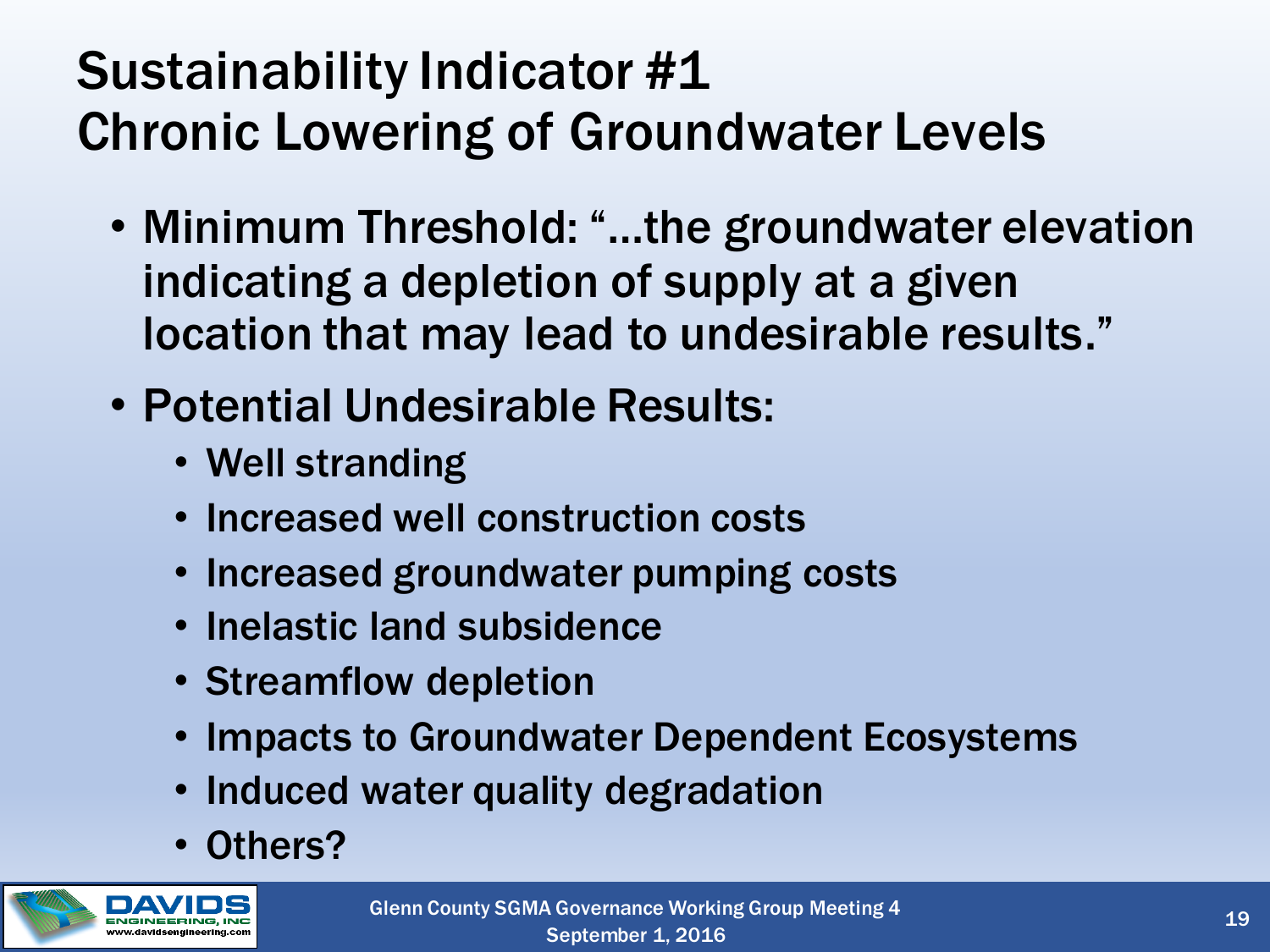# Sustainability Indicator #1
# Chronic Lowering of Groundwater Levels

- Minimum Threshold: "…the groundwater elevation indicating a depletion of supply at a given location that may lead to undesirable results."
- Potential Undesirable Results:
  - Well stranding
  - Increased well construction costs
  - Increased groundwater pumping costs
  - Inelastic land subsidence
  - Streamflow depletion
  - Impacts to Groundwater Dependent Ecosystems
  - Induced water quality degradation
  - Others?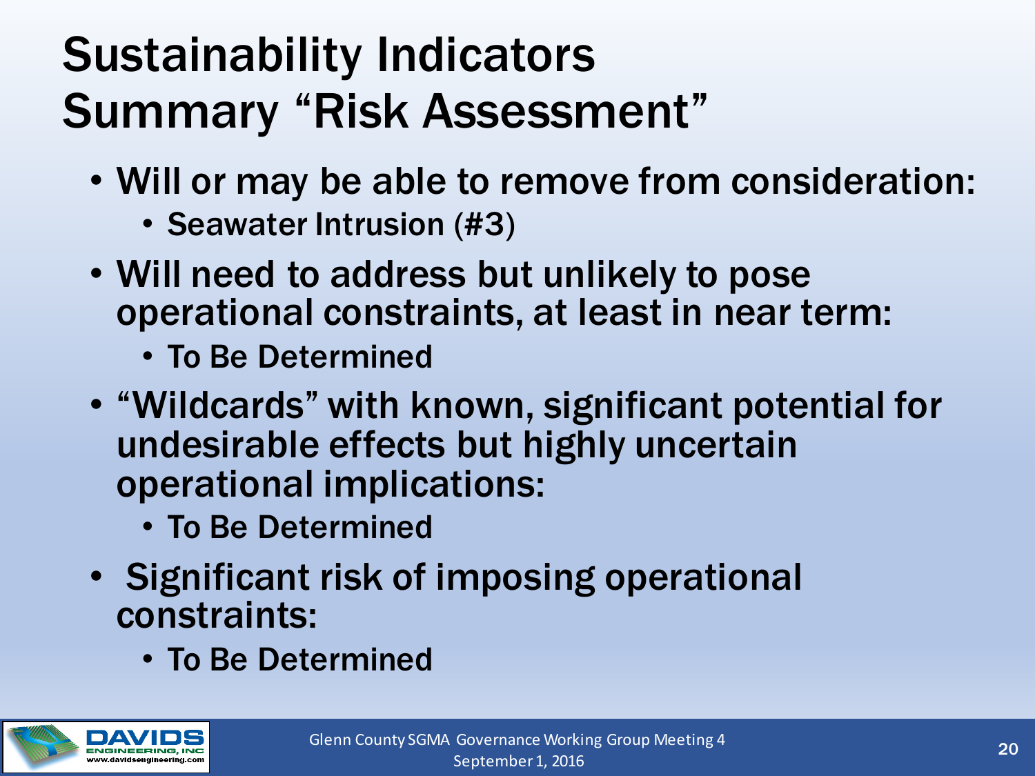# Sustainability Indicators Summary "Risk Assessment"

- Will or may be able to remove from consideration:
  - Seawater Intrusion (#3)
- Will need to address but unlikely to pose operational constraints, at least in near term:
  - To Be Determined
- "Wildcards" with known, significant potential for undesirable effects but highly uncertain operational implications:
  - To Be Determined
- Significant risk of imposing operational constraints:
  - To Be Determined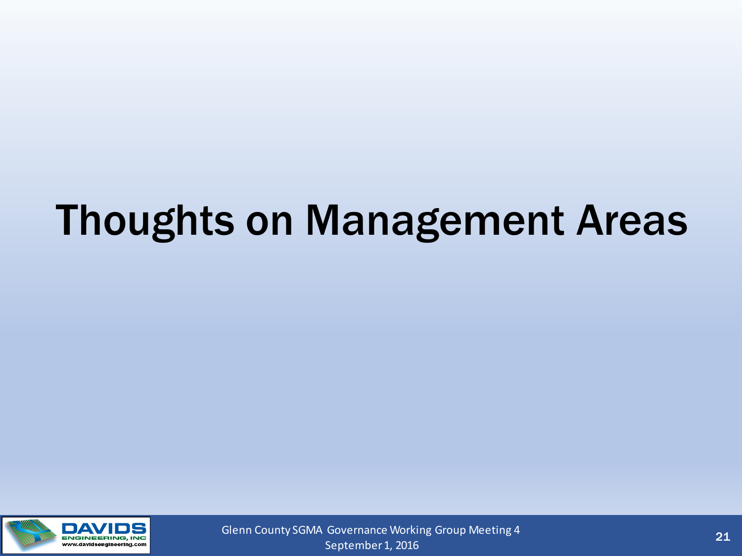# Thoughts on Management Areas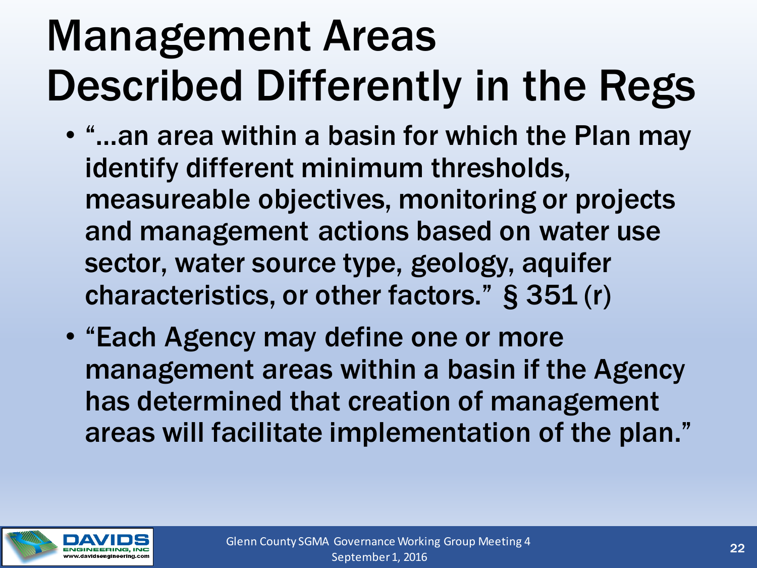# Management Areas Described Differently in the Regs

- "…an area within a basin for which the Plan may identify different minimum thresholds, measureable objectives, monitoring or projects and management actions based on water use sector, water source type, geology, aquifer characteristics, or other factors." § 351 (r)
- "Each Agency may define one or more management areas within a basin if the Agency has determined that creation of management areas will facilitate implementation of the plan."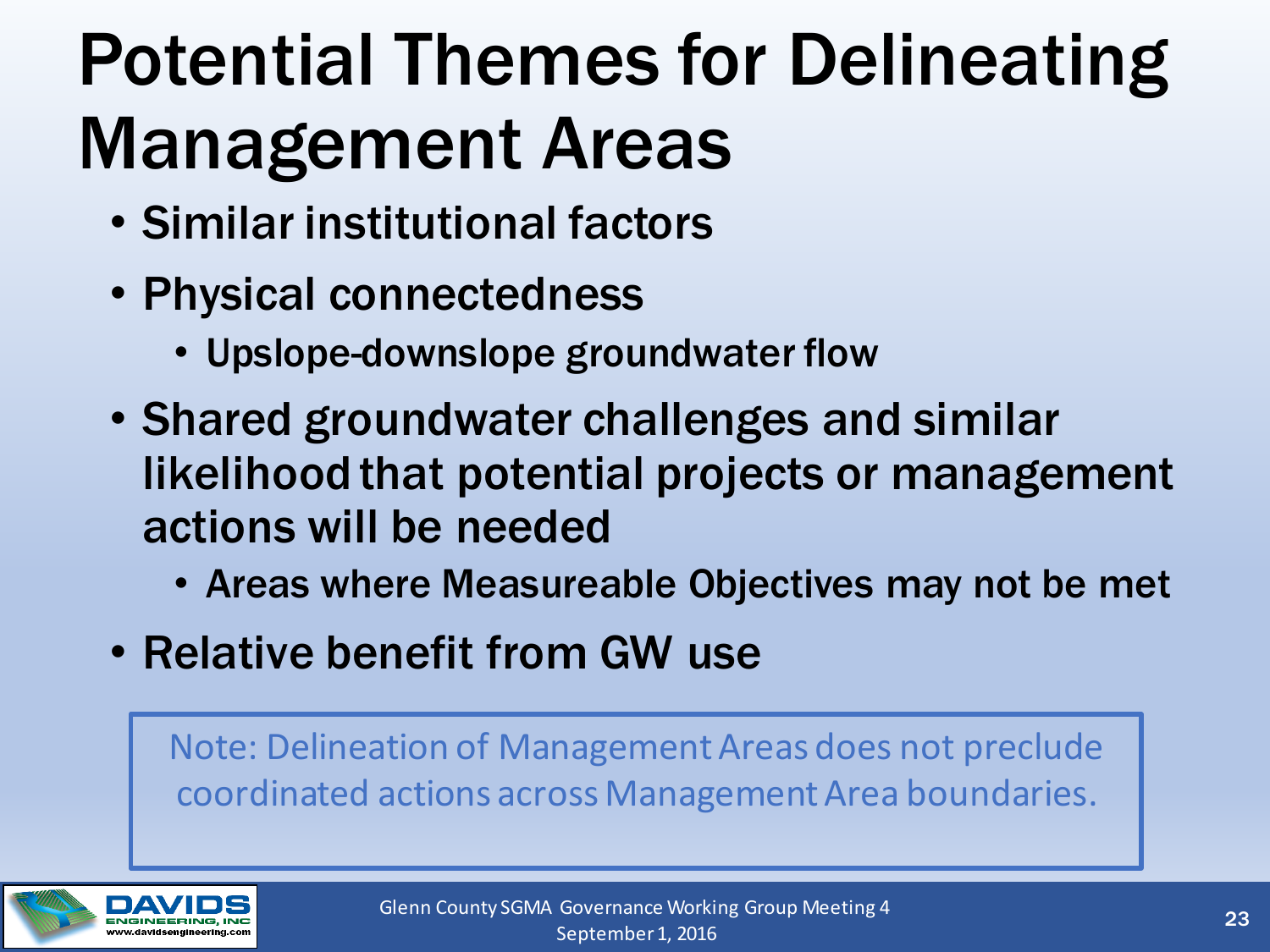# Potential Themes for Delineating Management Areas

- Similar institutional factors
- Physical connectedness
  - Upslope-downslope groundwater flow
- Shared groundwater challenges and similar likelihood that potential projects or management actions will be needed
  - Areas where Measureable Objectives may not be met
- Relative benefit from GW use

Note: Delineation of Management Areas does not preclude coordinated actions across Management Area boundaries.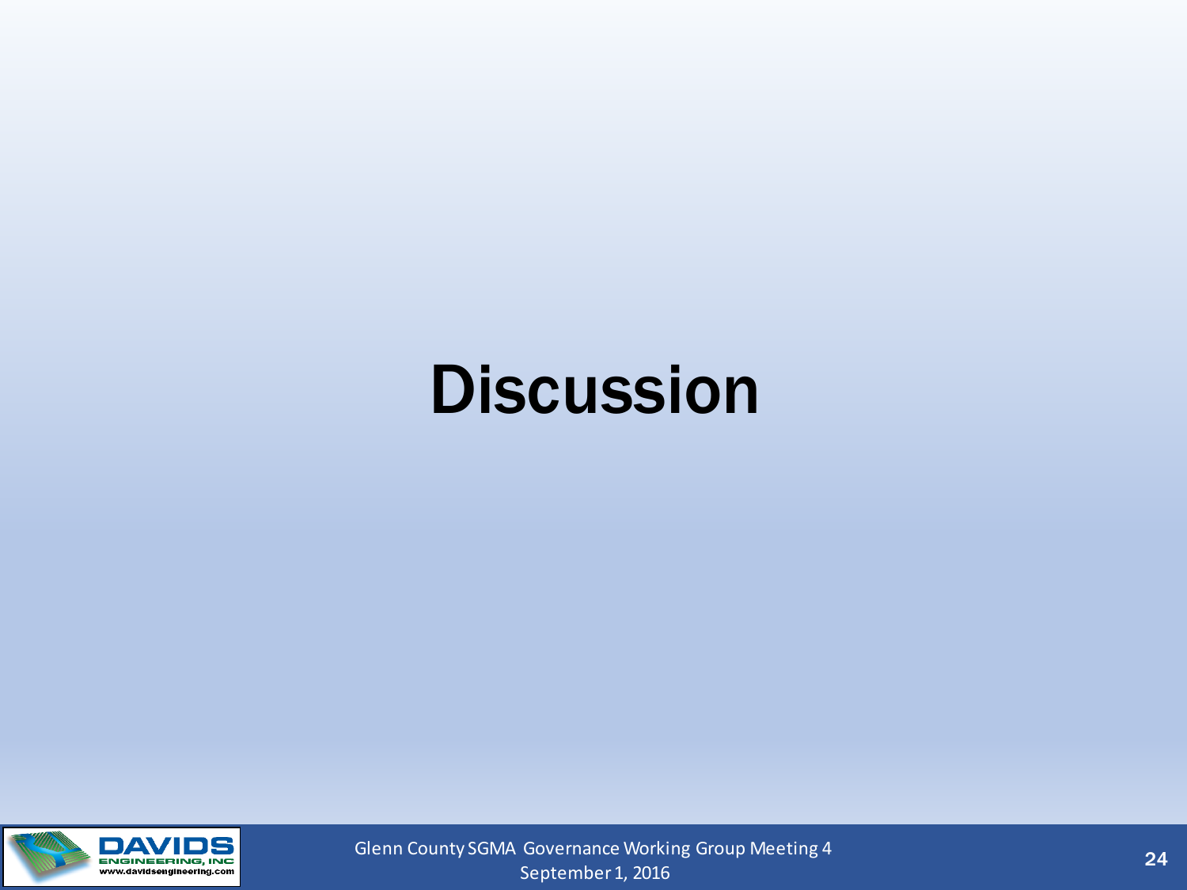# Discussion